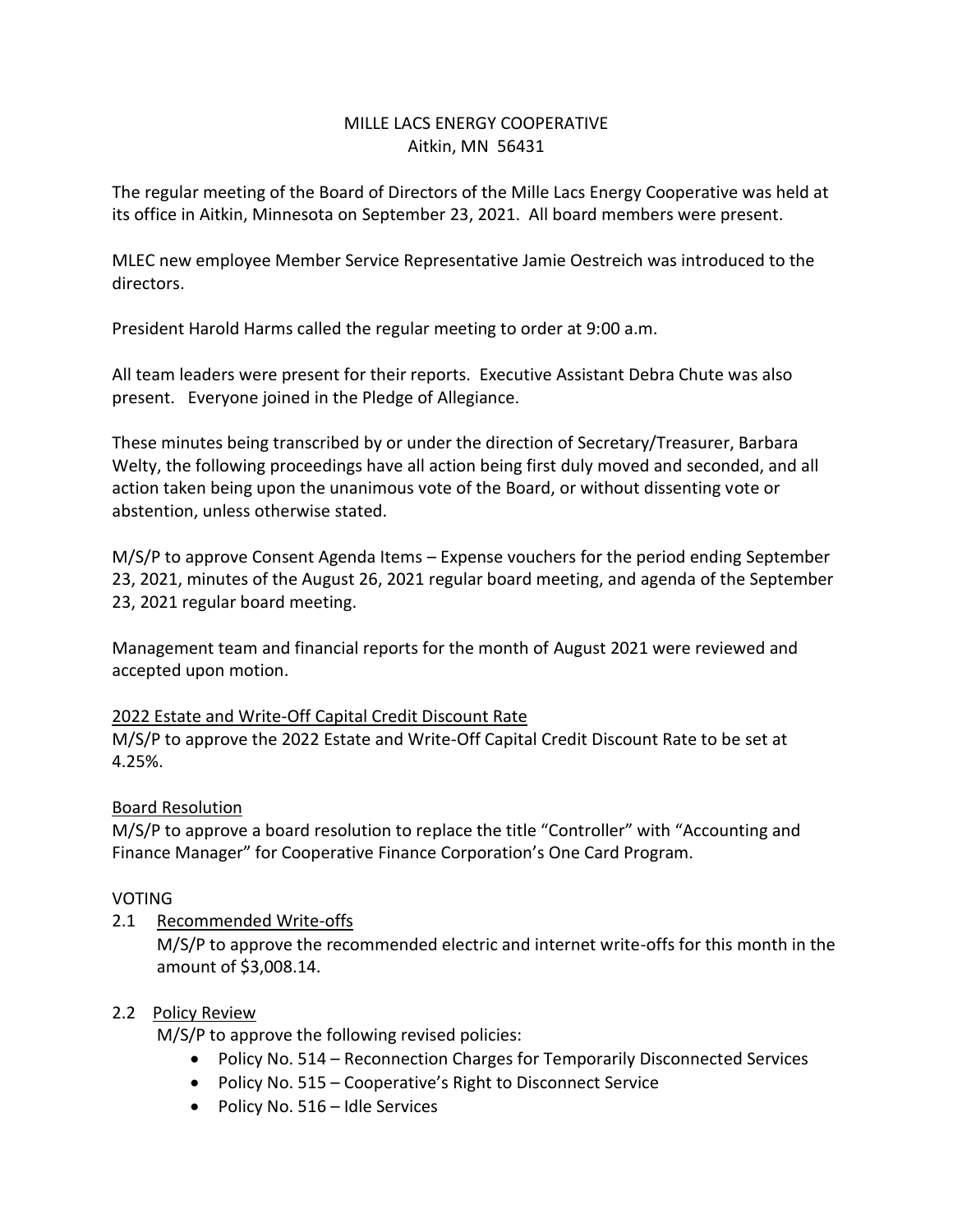# MILLE LACS ENERGY COOPERATIVE
Aitkin, MN 56431

The regular meeting of the Board of Directors of the Mille Lacs Energy Cooperative was held at its office in Aitkin, Minnesota on September 23, 2021. All board members were present.

MLEC new employee Member Service Representative Jamie Oestreich was introduced to the directors.

President Harold Harms called the regular meeting to order at 9:00 a.m.

All team leaders were present for their reports. Executive Assistant Debra Chute was also present. Everyone joined in the Pledge of Allegiance.

These minutes being transcribed by or under the direction of Secretary/Treasurer, Barbara Welty, the following proceedings have all action being first duly moved and seconded, and all action taken being upon the unanimous vote of the Board, or without dissenting vote or abstention, unless otherwise stated.

M/S/P to approve Consent Agenda Items – Expense vouchers for the period ending September 23, 2021, minutes of the August 26, 2021 regular board meeting, and agenda of the September 23, 2021 regular board meeting.

Management team and financial reports for the month of August 2021 were reviewed and accepted upon motion.

<u>2022 Estate and Write-Off Capital Credit Discount Rate</u>

M/S/P to approve the 2022 Estate and Write-Off Capital Credit Discount Rate to be set at 4.25%.

<u>Board Resolution</u>

M/S/P to approve a board resolution to replace the title "Controller" with "Accounting and Finance Manager" for Cooperative Finance Corporation's One Card Program.

VOTING

2.1 <u>Recommended Write-offs</u>

M/S/P to approve the recommended electric and internet write-offs for this month in the amount of $3,008.14.

2.2 <u>Policy Review</u>

M/S/P to approve the following revised policies:

- Policy No. 514 – Reconnection Charges for Temporarily Disconnected Services
- Policy No. 515 – Cooperative's Right to Disconnect Service
- Policy No. 516 – Idle Services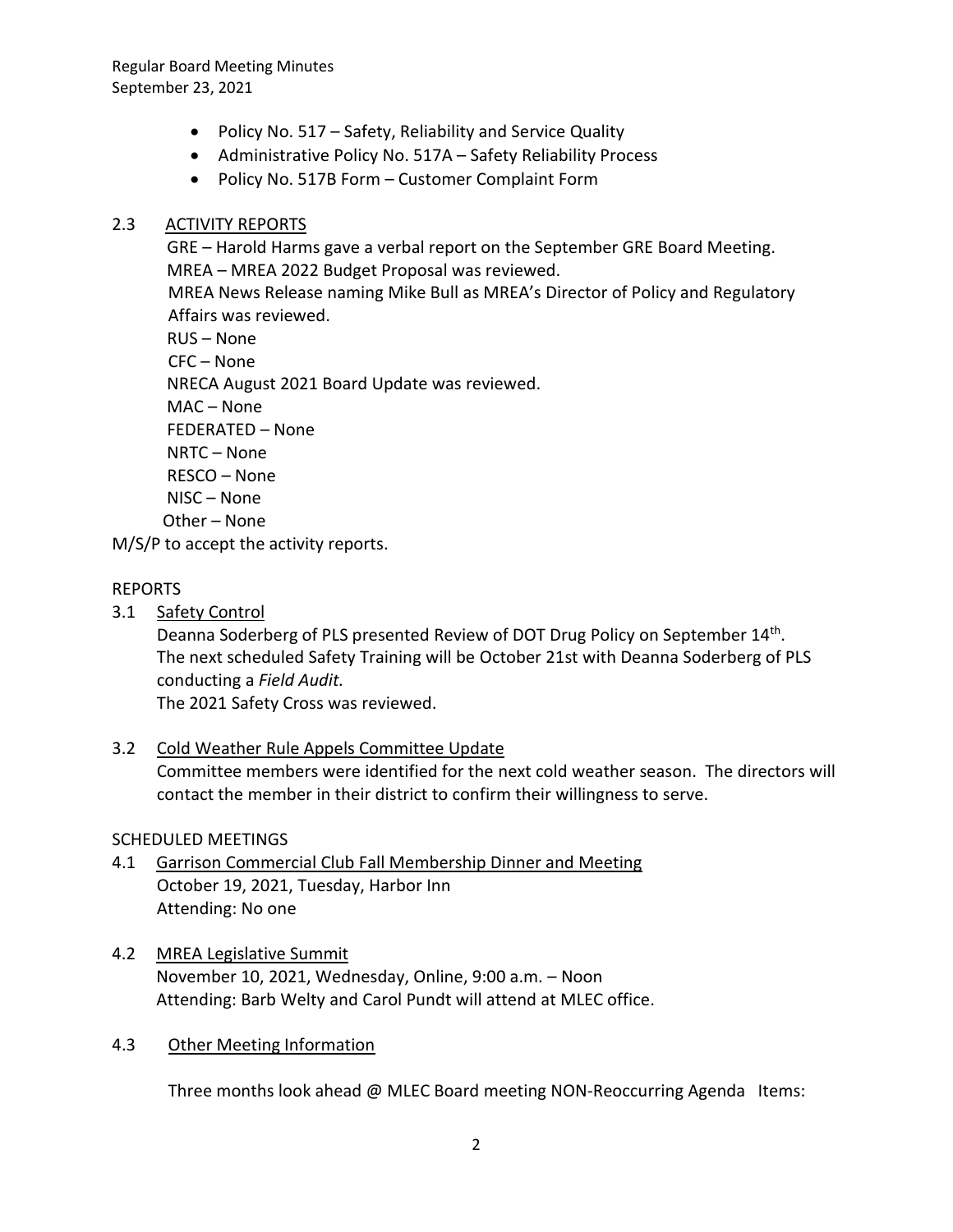- Policy No. 517 – Safety, Reliability and Service Quality
- Administrative Policy No. 517A – Safety Reliability Process
- Policy No. 517B Form – Customer Complaint Form

2.3 ACTIVITY REPORTS

GRE – Harold Harms gave a verbal report on the September GRE Board Meeting.
MREA – MREA 2022 Budget Proposal was reviewed.
MREA News Release naming Mike Bull as MREA's Director of Policy and Regulatory Affairs was reviewed.
RUS – None
CFC – None
NRECA August 2021 Board Update was reviewed.
MAC – None
FEDERATED – None
NRTC – None
RESCO – None
NISC – None
Other – None

M/S/P to accept the activity reports.

REPORTS

3.1 Safety Control

Deanna Soderberg of PLS presented Review of DOT Drug Policy on September 14th.
The next scheduled Safety Training will be October 21st with Deanna Soderberg of PLS conducting a *Field Audit.*
The 2021 Safety Cross was reviewed.

3.2 Cold Weather Rule Appels Committee Update

Committee members were identified for the next cold weather season. The directors will contact the member in their district to confirm their willingness to serve.

SCHEDULED MEETINGS

4.1 Garrison Commercial Club Fall Membership Dinner and Meeting

October 19, 2021, Tuesday, Harbor Inn
Attending: No one

4.2 MREA Legislative Summit

November 10, 2021, Wednesday, Online, 9:00 a.m. – Noon
Attending: Barb Welty and Carol Pundt will attend at MLEC office.

4.3 Other Meeting Information

Three months look ahead @ MLEC Board meeting NON-Reoccurring Agenda Items: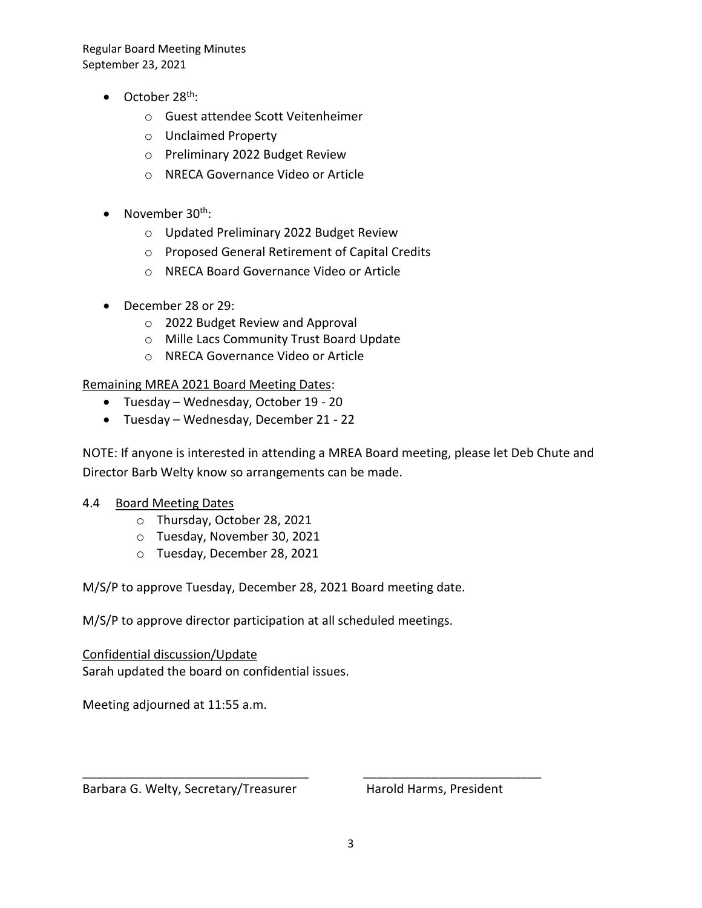- October 28th:
    - Guest attendee Scott Veitenheimer
    - Unclaimed Property
    - Preliminary 2022 Budget Review
    - NRECA Governance Video or Article

- November 30th:
    - Updated Preliminary 2022 Budget Review
    - Proposed General Retirement of Capital Credits
    - NRECA Board Governance Video or Article

- December 28 or 29:
    - 2022 Budget Review and Approval
    - Mille Lacs Community Trust Board Update
    - NRECA Governance Video or Article

Remaining MREA 2021 Board Meeting Dates:

- Tuesday – Wednesday, October 19 - 20
- Tuesday – Wednesday, December 21 - 22

NOTE: If anyone is interested in attending a MREA Board meeting, please let Deb Chute and Director Barb Welty know so arrangements can be made.

4.4 Board Meeting Dates

- Thursday, October 28, 2021
- Tuesday, November 30, 2021
- Tuesday, December 28, 2021

M/S/P to approve Tuesday, December 28, 2021 Board meeting date.

M/S/P to approve director participation at all scheduled meetings.

Confidential discussion/Update

Sarah updated the board on confidential issues.

Meeting adjourned at 11:55 a.m.

_________________________________ _________________________

Barbara G. Welty, Secretary/Treasurer Harold Harms, President